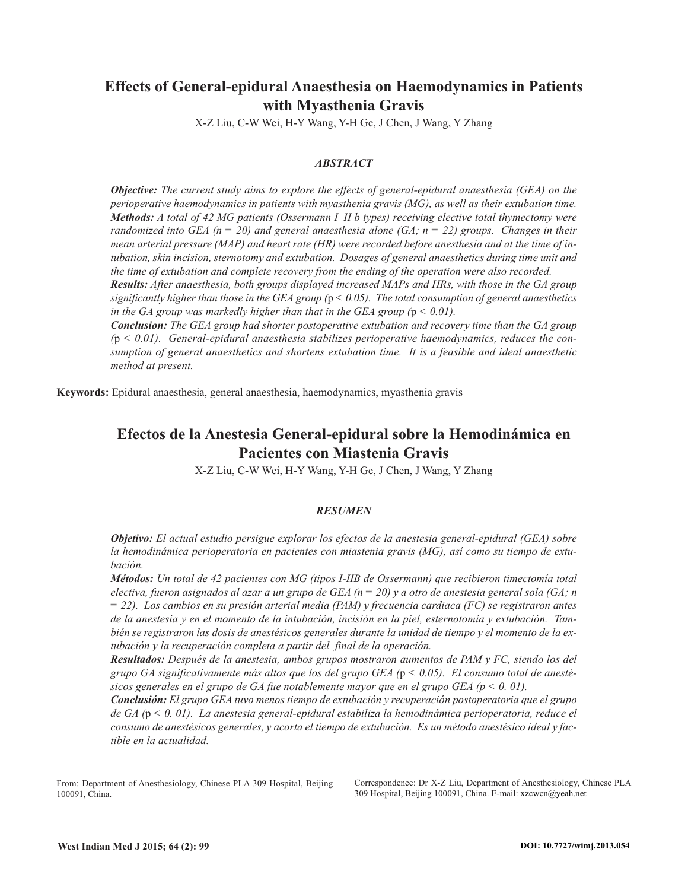# Effects of General-epidural Anaesthesia on Haemodynamics in Patients with Myasthenia Gravis

X-Z Liu, C-W Wei, H-Y Wang, Y-H Ge, J Chen, J Wang, Y Zhang

### *ABSTRACT*

***Objective:*** *The current study aims to explore the effects of general-epidural anaesthesia (GEA) on the perioperative haemodynamics in patients with myasthenia gravis (MG), as well as their extubation time.*

***Methods:*** *A total of 42 MG patients (Ossermann I–II b types) receiving elective total thymectomy were randomized into GEA (n = 20) and general anaesthesia alone (GA; n = 22) groups. Changes in their mean arterial pressure (MAP) and heart rate (HR) were recorded before anesthesia and at the time of intubation, skin incision, sternotomy and extubation. Dosages of general anaesthetics during time unit and the time of extubation and complete recovery from the ending of the operation were also recorded.*

***Results:*** *After anaesthesia, both groups displayed increased MAPs and HRs, with those in the GA group significantly higher than those in the GEA group ($p < 0.05$). The total consumption of general anaesthetics in the GA group was markedly higher than that in the GEA group ($p < 0.01$).*

***Conclusion:*** *The GEA group had shorter postoperative extubation and recovery time than the GA group ($p < 0.01$). General-epidural anaesthesia stabilizes perioperative haemodynamics, reduces the consumption of general anaesthetics and shortens extubation time. It is a feasible and ideal anaesthetic method at present.*

**Keywords:** Epidural anaesthesia, general anaesthesia, haemodynamics, myasthenia gravis

# Efectos de la Anestesia General-epidural sobre la Hemodinámica en Pacientes con Miastenia Gravis

X-Z Liu, C-W Wei, H-Y Wang, Y-H Ge, J Chen, J Wang, Y Zhang

### *RESUMEN*

***Objetivo:*** *El actual estudio persigue explorar los efectos de la anestesia general-epidural (GEA) sobre la hemodinámica perioperatoria en pacientes con miastenia gravis (MG), así como su tiempo de extubación.*

***Métodos:*** *Un total de 42 pacientes con MG (tipos I-IIB de Ossermann) que recibieron timectomía total electiva, fueron asignados al azar a un grupo de GEA (n = 20) y a otro de anestesia general sola (GA; n = 22). Los cambios en su presión arterial media (PAM) y frecuencia cardiaca (FC) se registraron antes de la anestesia y en el momento de la intubación, incisión en la piel, esternotomía y extubación. También se registraron las dosis de anestésicos generales durante la unidad de tiempo y el momento de la extubación y la recuperación completa a partir del final de la operación.*

***Resultados:*** *Después de la anestesia, ambos grupos mostraron aumentos de PAM y FC, siendo los del grupo GA significativamente más altos que los del grupo GEA ($p < 0.05$). El consumo total de anestésicos generales en el grupo de GA fue notablemente mayor que en el grupo GEA ($p < 0.01$).*

***Conclusión:*** *El grupo GEA tuvo menos tiempo de extubación y recuperación postoperatoria que el grupo de GA ($p < 0.01$). La anestesia general-epidural estabiliza la hemodinámica perioperatoria, reduce el consumo de anestésicos generales, y acorta el tiempo de extubación. Es un método anestésico ideal y factible en la actualidad.*

From: Department of Anesthesiology, Chinese PLA 309 Hospital, Beijing 100091, China.

Correspondence: Dr X-Z Liu, Department of Anesthesiology, Chinese PLA 309 Hospital, Beijing 100091, China. E-mail: xzcwcn@yeah.net

DOI: 10.7727/wimj.2013.054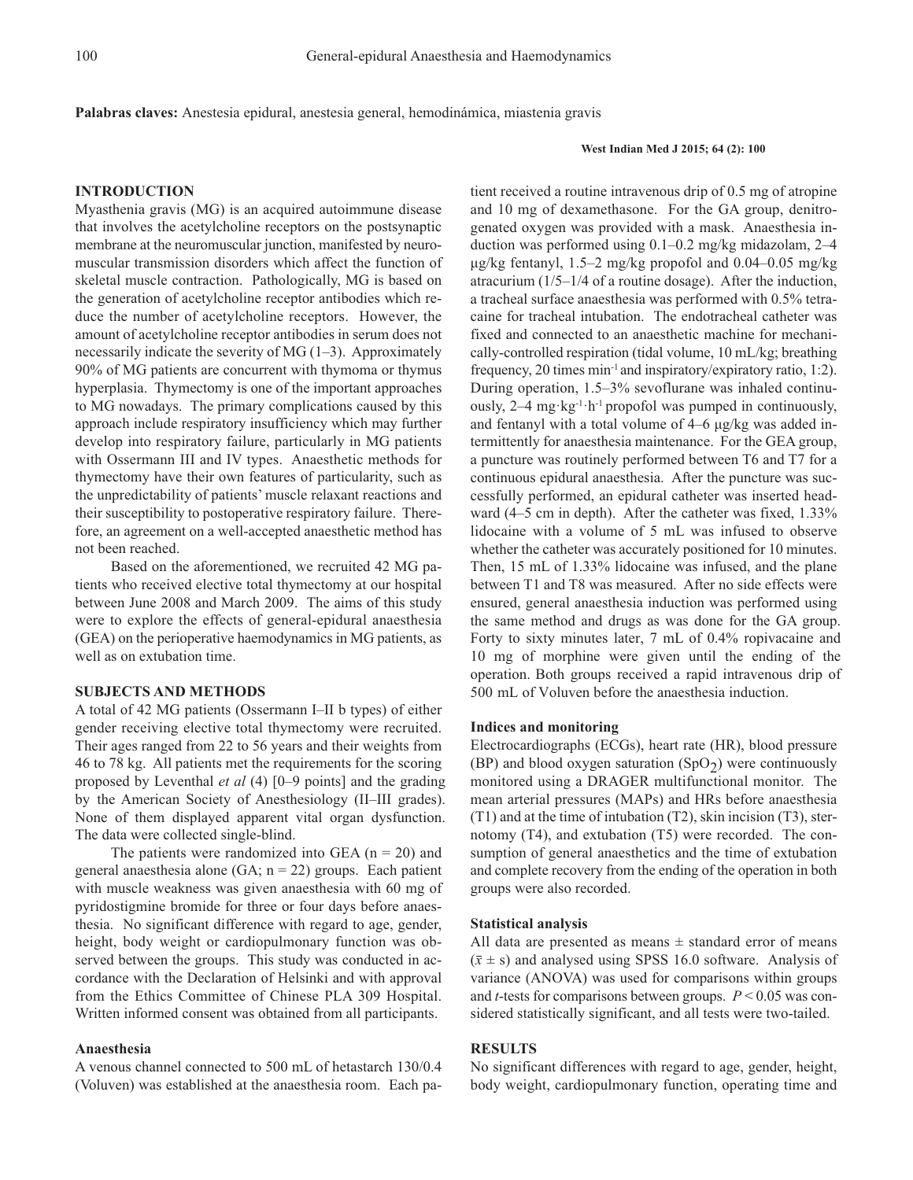**Palabras claves:** Anestesia epidural, anestesia general, hemodinámica, miastenia gravis

## INTRODUCTION

Myasthenia gravis (MG) is an acquired autoimmune disease that involves the acetylcholine receptors on the postsynaptic membrane at the neuromuscular junction, manifested by neuromuscular transmission disorders which affect the function of skeletal muscle contraction. Pathologically, MG is based on the generation of acetylcholine receptor antibodies which reduce the number of acetylcholine receptors. However, the amount of acetylcholine receptor antibodies in serum does not necessarily indicate the severity of MG (1–3). Approximately 90% of MG patients are concurrent with thymoma or thymus hyperplasia. Thymectomy is one of the important approaches to MG nowadays. The primary complications caused by this approach include respiratory insufficiency which may further develop into respiratory failure, particularly in MG patients with Ossermann III and IV types. Anaesthetic methods for thymectomy have their own features of particularity, such as the unpredictability of patients' muscle relaxant reactions and their susceptibility to postoperative respiratory failure. Therefore, an agreement on a well-accepted anaesthetic method has not been reached.

Based on the aforementioned, we recruited 42 MG patients who received elective total thymectomy at our hospital between June 2008 and March 2009. The aims of this study were to explore the effects of general-epidural anaesthesia (GEA) on the perioperative haemodynamics in MG patients, as well as on extubation time.

## SUBJECTS AND METHODS

A total of 42 MG patients (Ossermann I–II b types) of either gender receiving elective total thymectomy were recruited. Their ages ranged from 22 to 56 years and their weights from 46 to 78 kg. All patients met the requirements for the scoring proposed by Leventhal *et al* (4) [0–9 points] and the grading by the American Society of Anesthesiology (II–III grades). None of them displayed apparent vital organ dysfunction. The data were collected single-blind.

The patients were randomized into GEA (n = 20) and general anaesthesia alone (GA; n = 22) groups. Each patient with muscle weakness was given anaesthesia with 60 mg of pyridostigmine bromide for three or four days before anaesthesia. No significant difference with regard to age, gender, height, body weight or cardiopulmonary function was observed between the groups. This study was conducted in accordance with the Declaration of Helsinki and with approval from the Ethics Committee of Chinese PLA 309 Hospital. Written informed consent was obtained from all participants.

### Anaesthesia

A venous channel connected to 500 mL of hetastarch 130/0.4 (Voluven) was established at the anaesthesia room. Each patient received a routine intravenous drip of 0.5 mg of atropine and 10 mg of dexamethasone. For the GA group, denitrogenated oxygen was provided with a mask. Anaesthesia induction was performed using 0.1–0.2 mg/kg midazolam, 2–4 μg/kg fentanyl, 1.5–2 mg/kg propofol and 0.04–0.05 mg/kg atracurium (1/5–1/4 of a routine dosage). After the induction, a tracheal surface anaesthesia was performed with 0.5% tetracaine for tracheal intubation. The endotracheal catheter was fixed and connected to an anaesthetic machine for mechanically-controlled respiration (tidal volume, 10 mL/kg; breathing frequency, 20 times $min^{-1}$ and inspiratory/expiratory ratio, 1:2). During operation, 1.5–3% sevoflurane was inhaled continuously, 2–4 $mg \cdot kg^{-1} \cdot h^{-1}$ propofol was pumped in continuously, and fentanyl with a total volume of 4–6 μg/kg was added intermittently for anaesthesia maintenance. For the GEA group, a puncture was routinely performed between T6 and T7 for a continuous epidural anaesthesia. After the puncture was successfully performed, an epidural catheter was inserted headward (4–5 cm in depth). After the catheter was fixed, 1.33% lidocaine with a volume of 5 mL was infused to observe whether the catheter was accurately positioned for 10 minutes. Then, 15 mL of 1.33% lidocaine was infused, and the plane between T1 and T8 was measured. After no side effects were ensured, general anaesthesia induction was performed using the same method and drugs as was done for the GA group. Forty to sixty minutes later, 7 mL of 0.4% ropivacaine and 10 mg of morphine were given until the ending of the operation. Both groups received a rapid intravenous drip of 500 mL of Voluven before the anaesthesia induction.

### Indices and monitoring

Electrocardiographs (ECGs), heart rate (HR), blood pressure (BP) and blood oxygen saturation ($SpO_2$) were continuously monitored using a DRAGER multifunctional monitor. The mean arterial pressures (MAPs) and HRs before anaesthesia (T1) and at the time of intubation (T2), skin incision (T3), sternotomy (T4), and extubation (T5) were recorded. The consumption of general anaesthetics and the time of extubation and complete recovery from the ending of the operation in both groups were also recorded.

### Statistical analysis

All data are presented as means ± standard error of means ($\bar{x} \pm s$) and analysed using SPSS 16.0 software. Analysis of variance (ANOVA) was used for comparisons within groups and *t*-tests for comparisons between groups. $P < 0.05$ was considered statistically significant, and all tests were two-tailed.

## RESULTS

No significant differences with regard to age, gender, height, body weight, cardiopulmonary function, operating time and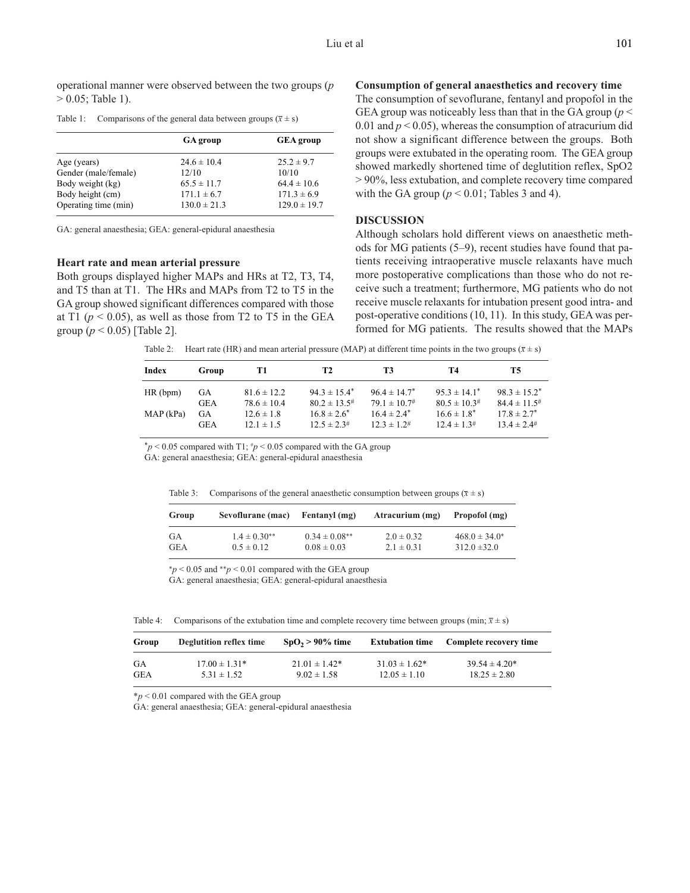operational manner were observed between the two groups ($p > 0.05$; Table 1).

Table 1: Comparisons of the general data between groups ($\bar{x} \pm s$)

| | GA group | GEA group |
|---|---|---|
| Age (years) | 24.6 ± 10.4 | 25.2 ± 9.7 |
| Gender (male/female) | 12/10 | 10/10 |
| Body weight (kg) | 65.5 ± 11.7 | 64.4 ± 10.6 |
| Body height (cm) | 171.1 ± 6.7 | 171.3 ± 6.9 |
| Operating time (min) | 130.0 ± 21.3 | 129.0 ± 19.7 |

GA: general anaesthesia; GEA: general-epidural anaesthesia

### Heart rate and mean arterial pressure

Both groups displayed higher MAPs and HRs at T2, T3, T4, and T5 than at T1. The HRs and MAPs from T2 to T5 in the GA group showed significant differences compared with those at T1 ($p < 0.05$), as well as those from T2 to T5 in the GEA group ($p < 0.05$) [Table 2].

### Consumption of general anaesthetics and recovery time

The consumption of sevoflurane, fentanyl and propofol in the GEA group was noticeably less than that in the GA group ($p < 0.01$ and $p < 0.05$), whereas the consumption of atracurium did not show a significant difference between the groups. Both groups were extubated in the operating room. The GEA group showed markedly shortened time of deglution reflex, SpO2 > 90%, less extubation, and complete recovery time compared with the GA group ($p < 0.01$; Tables 3 and 4).

## DISCUSSION

Although scholars hold different views on anaesthetic methods for MG patients (5–9), recent studies have found that patients receiving intraoperative muscle relaxants have much more postoperative complications than those who do not receive such a treatment; furthermore, MG patients who do not receive muscle relaxants for intubation present good intra- and post-operative conditions (10, 11). In this study, GEA was performed for MG patients. The results showed that the MAPs

Table 2: Heart rate (HR) and mean arterial pressure (MAP) at different time points in the two groups ($\bar{x} \pm s$)

| Index | Group | T1 | T2 | T3 | T4 | T5 |
|---|---|---|---|---|---|---|
| HR (bpm) | GA | 81.6 ± 12.2 | 94.3 ± 15.4* | 96.4 ± 14.7* | 95.3 ± 14.1* | 98.3 ± 15.2* |
| | GEA | 78.6 ± 10.4 | 80.2 ± 13.5# | 79.1 ± 10.7# | 80.5 ± 10.3# | 84.4 ± 11.5# |
| MAP (kPa) | GA | 12.6 ± 1.8 | 16.8 ± 2.6* | 16.4 ± 2.4* | 16.6 ± 1.8* | 17.8 ± 2.7* |
| | GEA | 12.1 ± 1.5 | 12.5 ± 2.3# | 12.3 ± 1.2# | 12.4 ± 1.3# | 13.4 ± 2.4# |

*$p < 0.05$ compared with T1; #$p < 0.05$ compared with the GA group
GA: general anaesthesia; GEA: general-epidural anaesthesia

Table 3: Comparisons of the general anaesthetic consumption between groups ($\bar{x} \pm s$)

| Group | Sevoflurane (mac) | Fentanyl (mg) | Atracurium (mg) | Propofol (mg) |
|---|---|---|---|---|
| GA | 1.4 ± 0.30** | 0.34 ± 0.08** | 2.0 ± 0.32 | 468.0 ± 34.0* |
| GEA | 0.5 ± 0.12 | 0.08 ± 0.03 | 2.1 ± 0.31 | 312.0 ±32.0 |

*$p < 0.05$ and **$p < 0.01$ compared with the GEA group
GA: general anaesthesia; GEA: general-epidural anaesthesia

Table 4: Comparisons of the extubation time and complete recovery time between groups (min; $\bar{x} \pm s$)

| Group | Deglutition reflex time | $SpO_2$ > 90% time | Extubation time | Complete recovery time |
|---|---|---|---|---|
| GA | 17.00 ± 1.31* | 21.01 ± 1.42* | 31.03 ± 1.62* | 39.54 ± 4.20* |
| GEA | 5.31 ± 1.52 | 9.02 ± 1.58 | 12.05 ± 1.10 | 18.25 ± 2.80 |

*$p < 0.01$ compared with the GEA group
GA: general anaesthesia; GEA: general-epidural anaesthesia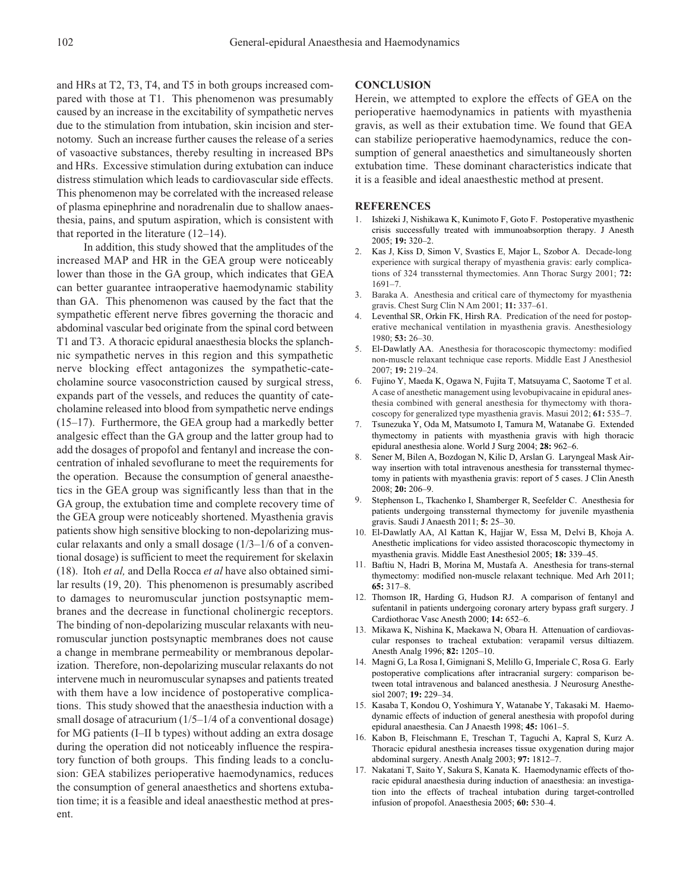and HRs at T2, T3, T4, and T5 in both groups increased compared with those at T1. This phenomenon was presumably caused by an increase in the excitability of sympathetic nerves due to the stimulation from intubation, skin incision and sternotomy. Such an increase further causes the release of a series of vasoactive substances, thereby resulting in increased BPs and HRs. Excessive stimulation during extubation can induce distress stimulation which leads to cardiovascular side effects. This phenomenon may be correlated with the increased release of plasma epinephrine and noradrenalin due to shallow anaesthesia, pains, and sputum aspiration, which is consistent with that reported in the literature (12–14).

In addition, this study showed that the amplitudes of the increased MAP and HR in the GEA group were noticeably lower than those in the GA group, which indicates that GEA can better guarantee intraoperative haemodynamic stability than GA. This phenomenon was caused by the fact that the sympathetic efferent nerve fibres governing the thoracic and abdominal vascular bed originate from the spinal cord between T1 and T3. A thoracic epidural anaesthesia blocks the splanchnic sympathetic nerves in this region and this sympathetic nerve blocking effect antagonizes the sympathetic-catecholamine source vasoconstriction caused by surgical stress, expands part of the vessels, and reduces the quantity of catecholamine released into blood from sympathetic nerve endings (15–17). Furthermore, the GEA group had a markedly better analgesic effect than the GA group and the latter group had to add the dosages of propofol and fentanyl and increase the concentration of inhaled sevoflurane to meet the requirements for the operation. Because the consumption of general anaesthetics in the GEA group was significantly less than that in the GA group, the extubation time and complete recovery time of the GEA group were noticeably shortened. Myasthenia gravis patients show high sensitive blocking to non-depolarizing muscular relaxants and only a small dosage (1/3–1/6 of a conventional dosage) is sufficient to meet the requirement for skelaxin (18). Itoh *et al,* and Della Rocca *et al* have also obtained similar results (19, 20). This phenomenon is presumably ascribed to damages to neuromuscular junction postsynaptic membranes and the decrease in functional cholinergic receptors. The binding of non-depolarizing muscular relaxants with neuromuscular junction postsynaptic membranes does not cause a change in membrane permeability or membranous depolarization. Therefore, non-depolarizing muscular relaxants do not intervene much in neuromuscular synapses and patients treated with them have a low incidence of postoperative complications. This study showed that the anaesthesia induction with a small dosage of atracurium (1/5–1/4 of a conventional dosage) for MG patients (I–II b types) without adding an extra dosage during the operation did not noticeably influence the respiratory function of both groups. This finding leads to a conclusion: GEA stabilizes perioperative haemodynamics, reduces the consumption of general anaesthetics and shortens extubation time; it is a feasible and ideal anaesthetic method at present.

## CONCLUSION

Herein, we attempted to explore the effects of GEA on the perioperative haemodynamics in patients with myasthenia gravis, as well as their extubation time. We found that GEA can stabilize perioperative haemodynamics, reduce the consumption of general anaesthetics and simultaneously shorten extubation time. These dominant characteristics indicate that it is a feasible and ideal anaesthetic method at present.

## REFERENCES

1. Ishizeki J, Nishikawa K, Kunimoto F, Goto F. Postoperative myasthenic crisis successfully treated with immunoabsorption therapy. J Anesth 2005; **19:** 320–2.
2. Kas J, Kiss D, Simon V, Svastics E, Major L, Szobor A. Decade-long experience with surgical therapy of myasthenia gravis: early complications of 324 transsternal thymectomies. Ann Thorac Surgy 2001; **72:** 1691–7.
3. Baraka A. Anesthesia and critical care of thymectomy for myasthenia gravis. Chest Surg Clin N Am 2001; **11:** 337–61.
4. Leventhal SR, Orkin FK, Hirsh RA. Predication of the need for postoperative mechanical ventilation in myasthenia gravis. Anesthesiology 1980; **53:** 26–30.
5. El-Dawlatly AA. Anesthesia for thoracoscopic thymectomy: modified non-muscle relaxant technique case reports. Middle East J Anesthesiol 2007; **19:** 219–24.
6. Fujino Y, Maeda K, Ogawa N, Fujita T, Matsuyama C, Saotome T et al. A case of anesthetic management using levobupivacaine in epidural anesthesia combined with general anesthesia for thymectomy with thoracoscopy for generalized type myasthenia gravis. Masui 2012; **61:** 535–7.
7. Tsunezuka Y, Oda M, Matsumoto I, Tamura M, Watanabe G. Extended thymectomy in patients with myasthenia gravis with high thoracic epidural anesthesia alone. World J Surg 2004; **28:** 962–6.
8. Sener M, Bilen A, Bozdogan N, Kilic D, Arslan G. Laryngeal Mask Airway insertion with total intravenous anesthesia for transsternal thymectomy in patients with myasthenia gravis: report of 5 cases. J Clin Anesth 2008; **20:** 206–9.
9. Stephenson L, Tkachenko I, Shamberger R, Seefelder C. Anesthesia for patients undergoing transsternal thymectomy for juvenile myasthenia gravis. Saudi J Anaesth 2011; **5:** 25–30.
10. El-Dawlatly AA, Al Kattan K, Hajjar W, Essa M, Delvi B, Khoja A. Anesthetic implications for video assisted thoracoscopic thymectomy in myasthenia gravis. Middle East Anesthesiol 2005; **18:** 339–45.
11. Baftiu N, Hadri B, Morina M, Mustafa A. Anesthesia for trans-sternal thymectomy: modified non-muscle relaxant technique. Med Arh 2011; **65:** 317–8.
12. Thomson IR, Harding G, Hudson RJ. A comparison of fentanyl and sufentanil in patients undergoing coronary artery bypass graft surgery. J Cardiothorac Vasc Anesth 2000; **14:** 652–6.
13. Mikawa K, Nishina K, Maekawa N, Obara H. Attenuation of cardiovascular responses to tracheal extubation: verapamil versus diltiazem. Anesth Analg 1996; **82:** 1205–10.
14. Magni G, La Rosa I, Gimignani S, Melillo G, Imperiale C, Rosa G. Early postoperative complications after intracranial surgery: comparison between total intravenous and balanced anesthesia. J Neurosurg Anesthesiol 2007; **19:** 229–34.
15. Kasaba T, Kondou O, Yoshimura Y, Watanabe Y, Takasaki M. Haemodynamic effects of induction of general anesthesia with propofol during epidural anaesthesia. Can J Anaesth 1998; **45:** 1061–5.
16. Kabon B, Fleischmann E, Treschan T, Taguchi A, Kapral S, Kurz A. Thoracic epidural anesthesia increases tissue oxygenation during major abdominal surgery. Anesth Analg 2003; **97:** 1812–7.
17. Nakatani T, Saito Y, Sakura S, Kanata K. Haemodynamic effects of thoracic epidural anaesthesia during induction of anaesthesia: an investigation into the effects of tracheal intubation during target-controlled infusion of propofol. Anaesthesia 2005; **60:** 530–4.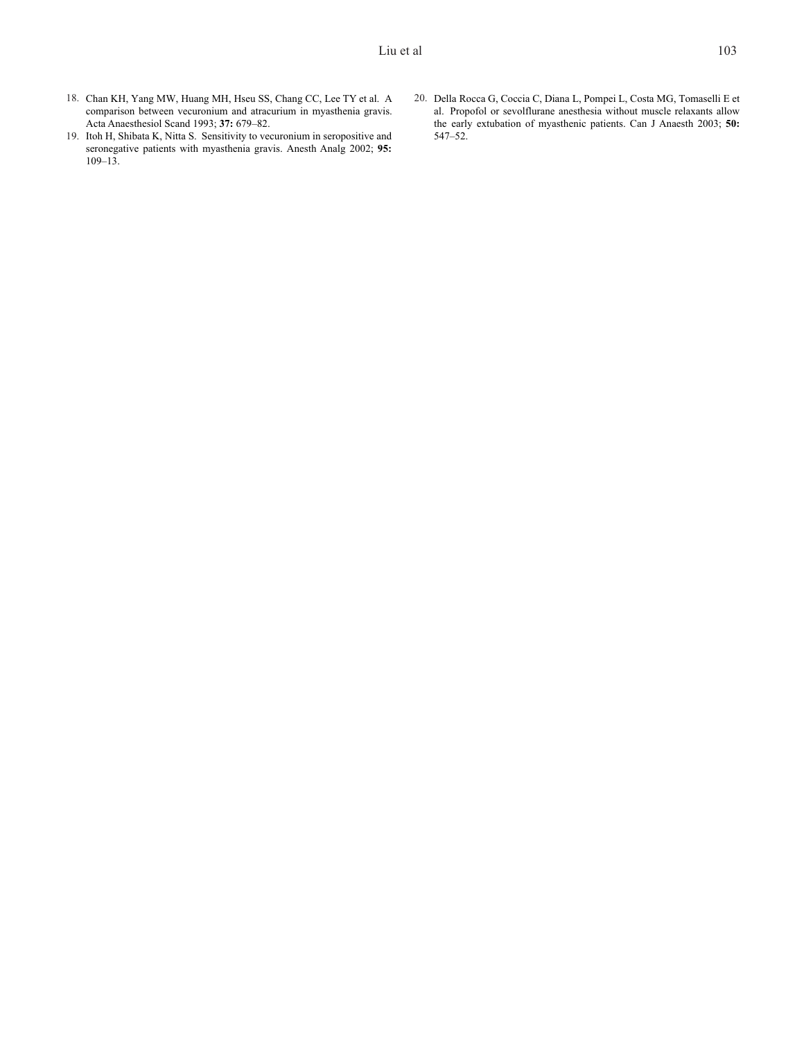18. Chan KH, Yang MW, Huang MH, Hseu SS, Chang CC, Lee TY et al. A comparison between vecuronium and atracurium in myasthenia gravis. Acta Anaesthesiol Scand 1993; **37:** 679–82.
19. Itoh H, Shibata K, Nitta S. Sensitivity to vecuronium in seropositive and seronegative patients with myasthenia gravis. Anesth Analg 2002; **95:** 109–13.
20. Della Rocca G, Coccia C, Diana L, Pompei L, Costa MG, Tomaselli E et al. Propofol or sevolflurane anesthesia without muscle relaxants allow the early extubation of myasthenic patients. Can J Anaesth 2003; **50:** 547–52.